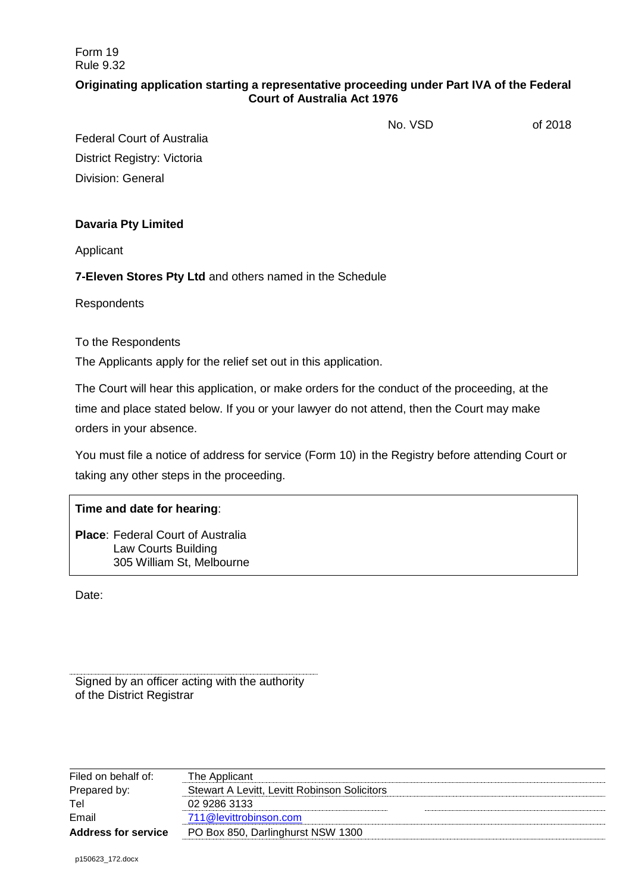Form 19
Rule 9.32

**Originating application starting a representative proceeding under Part IVA of the Federal Court of Australia Act 1976**

No. VSD of 2018

Federal Court of Australia
District Registry: Victoria
Division: General

**Davaria Pty Limited**

Applicant

**7-Eleven Stores Pty Ltd** and others named in the Schedule

Respondents

To the Respondents

The Applicants apply for the relief set out in this application.

The Court will hear this application, or make orders for the conduct of the proceeding, at the time and place stated below. If you or your lawyer do not attend, then the Court may make orders in your absence.

You must file a notice of address for service (Form 10) in the Registry before attending Court or taking any other steps in the proceeding.

**Time and date for hearing**:

**Place**: Federal Court of Australia
Law Courts Building
305 William St, Melbourne

Date:

Signed by an officer acting with the authority of the District Registrar

| | |
|---|---|
| Filed on behalf of: | The Applicant |
| Prepared by: | Stewart A Levitt, Levitt Robinson Solicitors |
| Tel | 02 9286 3133 |
| Email | 711@levittrobinson.com |
| **Address for service** | PO Box 850, Darlinghurst NSW 1300 |

p150623_172.docx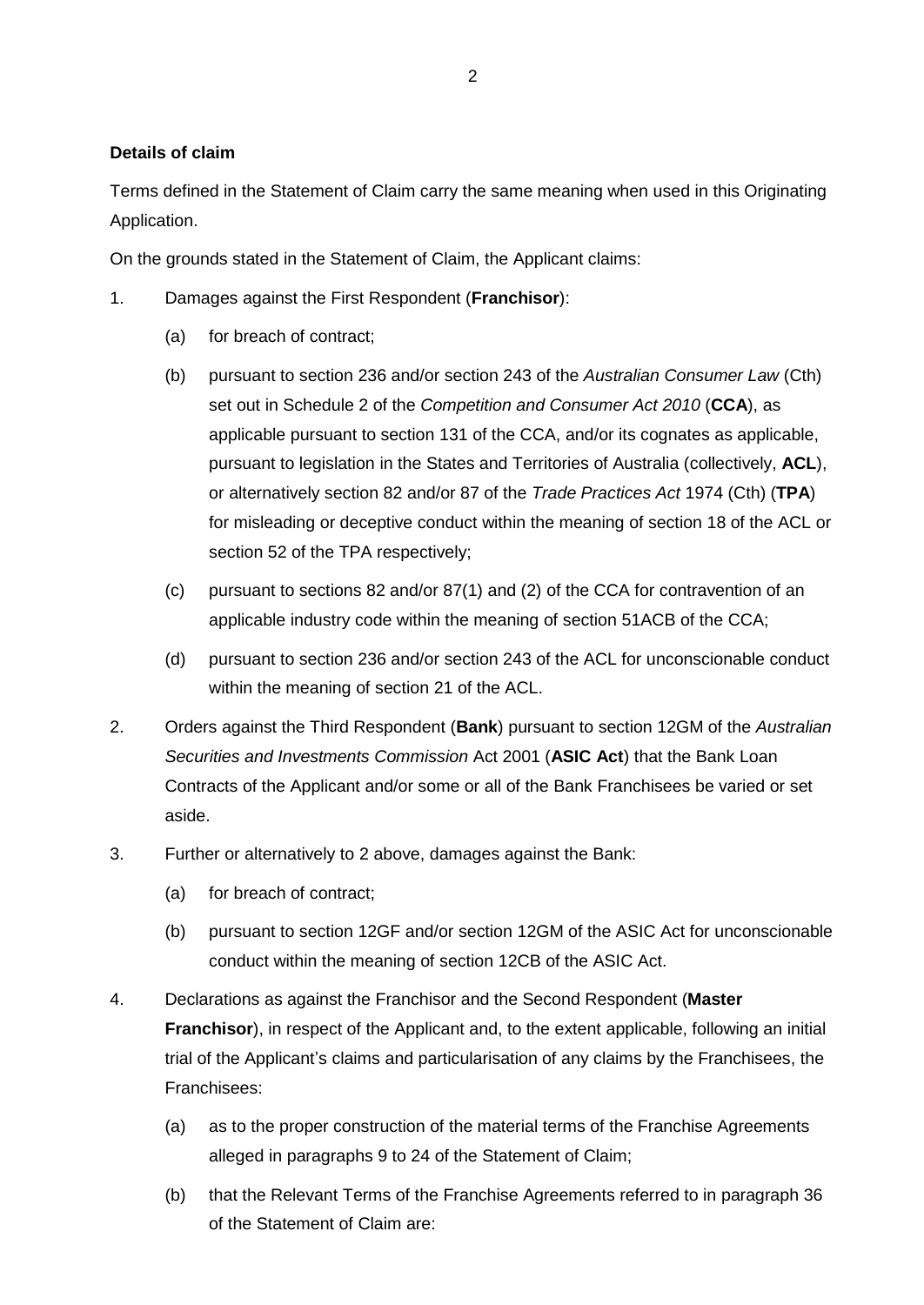**Details of claim**

Terms defined in the Statement of Claim carry the same meaning when used in this Originating Application.

On the grounds stated in the Statement of Claim, the Applicant claims:

1. Damages against the First Respondent (**Franchisor**):

   (a) for breach of contract;

   (b) pursuant to section 236 and/or section 243 of the *Australian Consumer Law* (Cth) set out in Schedule 2 of the *Competition and Consumer Act 2010* (**CCA**), as applicable pursuant to section 131 of the CCA, and/or its cognates as applicable, pursuant to legislation in the States and Territories of Australia (collectively, **ACL**), or alternatively section 82 and/or 87 of the *Trade Practices Act* 1974 (Cth) (**TPA**) for misleading or deceptive conduct within the meaning of section 18 of the ACL or section 52 of the TPA respectively;

   (c) pursuant to sections 82 and/or 87(1) and (2) of the CCA for contravention of an applicable industry code within the meaning of section 51ACB of the CCA;

   (d) pursuant to section 236 and/or section 243 of the ACL for unconscionable conduct within the meaning of section 21 of the ACL.

2. Orders against the Third Respondent (**Bank**) pursuant to section 12GM of the *Australian Securities and Investments Commission* Act 2001 (**ASIC Act**) that the Bank Loan Contracts of the Applicant and/or some or all of the Bank Franchisees be varied or set aside.

3. Further or alternatively to 2 above, damages against the Bank:

   (a) for breach of contract;

   (b) pursuant to section 12GF and/or section 12GM of the ASIC Act for unconscionable conduct within the meaning of section 12CB of the ASIC Act.

4. Declarations as against the Franchisor and the Second Respondent (**Master Franchisor**), in respect of the Applicant and, to the extent applicable, following an initial trial of the Applicant's claims and particularisation of any claims by the Franchisees, the Franchisees:

   (a) as to the proper construction of the material terms of the Franchise Agreements alleged in paragraphs 9 to 24 of the Statement of Claim;

   (b) that the Relevant Terms of the Franchise Agreements referred to in paragraph 36 of the Statement of Claim are: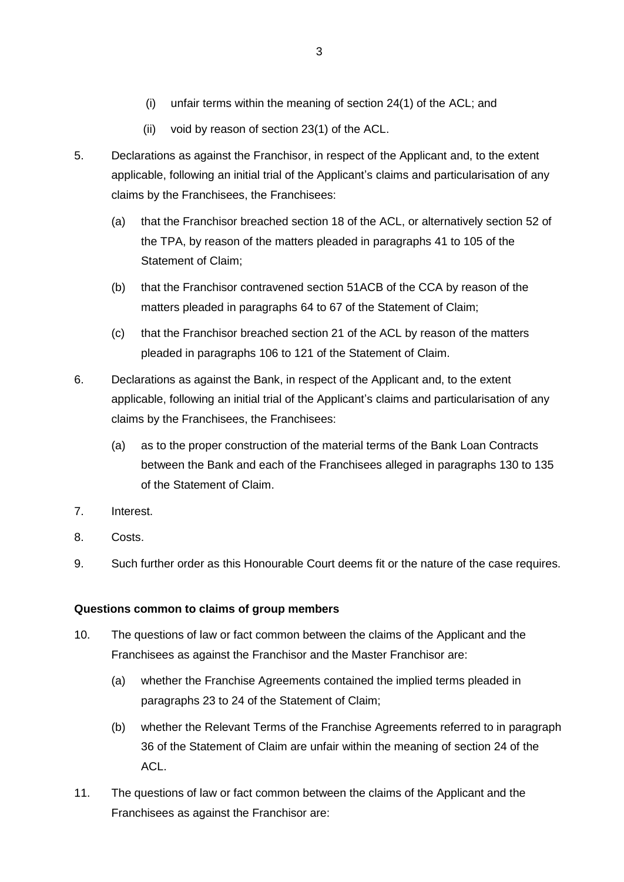(i) unfair terms within the meaning of section 24(1) of the ACL; and

(ii) void by reason of section 23(1) of the ACL.

5. Declarations as against the Franchisor, in respect of the Applicant and, to the extent applicable, following an initial trial of the Applicant's claims and particularisation of any claims by the Franchisees, the Franchisees:

   (a) that the Franchisor breached section 18 of the ACL, or alternatively section 52 of the TPA, by reason of the matters pleaded in paragraphs 41 to 105 of the Statement of Claim;

   (b) that the Franchisor contravened section 51ACB of the CCA by reason of the matters pleaded in paragraphs 64 to 67 of the Statement of Claim;

   (c) that the Franchisor breached section 21 of the ACL by reason of the matters pleaded in paragraphs 106 to 121 of the Statement of Claim.

6. Declarations as against the Bank, in respect of the Applicant and, to the extent applicable, following an initial trial of the Applicant's claims and particularisation of any claims by the Franchisees, the Franchisees:

   (a) as to the proper construction of the material terms of the Bank Loan Contracts between the Bank and each of the Franchisees alleged in paragraphs 130 to 135 of the Statement of Claim.

7. Interest.

8. Costs.

9. Such further order as this Honourable Court deems fit or the nature of the case requires.

**Questions common to claims of group members**

10. The questions of law or fact common between the claims of the Applicant and the Franchisees as against the Franchisor and the Master Franchisor are:

    (a) whether the Franchise Agreements contained the implied terms pleaded in paragraphs 23 to 24 of the Statement of Claim;

    (b) whether the Relevant Terms of the Franchise Agreements referred to in paragraph 36 of the Statement of Claim are unfair within the meaning of section 24 of the ACL.

11. The questions of law or fact common between the claims of the Applicant and the Franchisees as against the Franchisor are: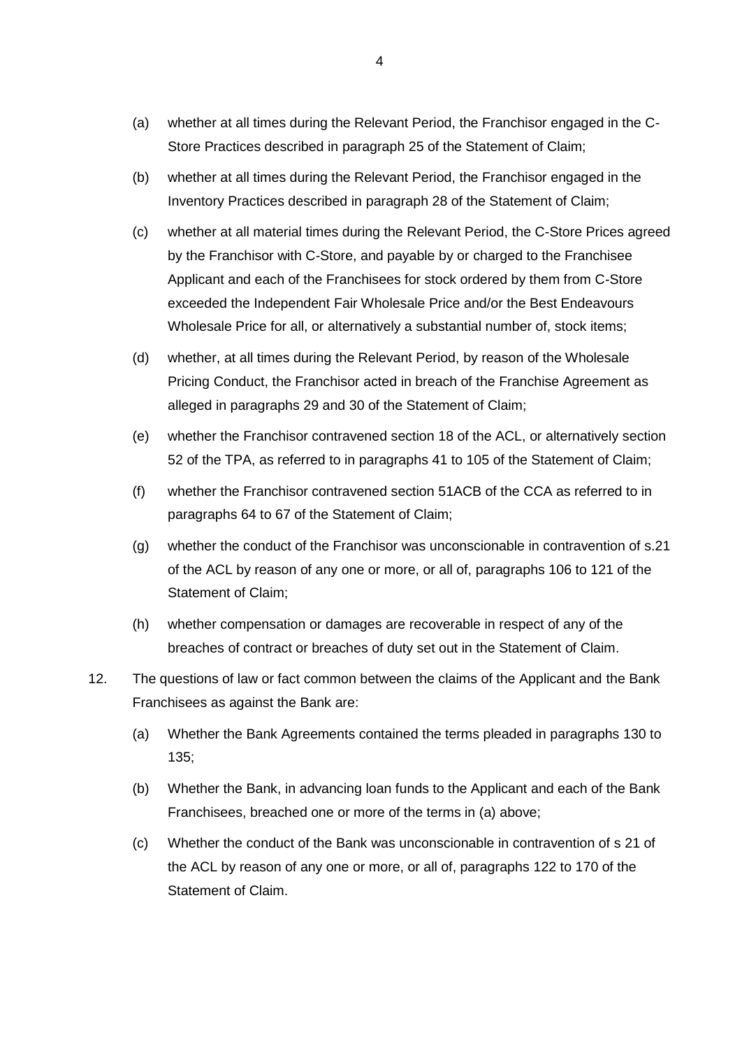(a) whether at all times during the Relevant Period, the Franchisor engaged in the C-Store Practices described in paragraph 25 of the Statement of Claim;

(b) whether at all times during the Relevant Period, the Franchisor engaged in the Inventory Practices described in paragraph 28 of the Statement of Claim;

(c) whether at all material times during the Relevant Period, the C-Store Prices agreed by the Franchisor with C-Store, and payable by or charged to the Franchisee Applicant and each of the Franchisees for stock ordered by them from C-Store exceeded the Independent Fair Wholesale Price and/or the Best Endeavours Wholesale Price for all, or alternatively a substantial number of, stock items;

(d) whether, at all times during the Relevant Period, by reason of the Wholesale Pricing Conduct, the Franchisor acted in breach of the Franchise Agreement as alleged in paragraphs 29 and 30 of the Statement of Claim;

(e) whether the Franchisor contravened section 18 of the ACL, or alternatively section 52 of the TPA, as referred to in paragraphs 41 to 105 of the Statement of Claim;

(f) whether the Franchisor contravened section 51ACB of the CCA as referred to in paragraphs 64 to 67 of the Statement of Claim;

(g) whether the conduct of the Franchisor was unconscionable in contravention of s.21 of the ACL by reason of any one or more, or all of, paragraphs 106 to 121 of the Statement of Claim;

(h) whether compensation or damages are recoverable in respect of any of the breaches of contract or breaches of duty set out in the Statement of Claim.

12. The questions of law or fact common between the claims of the Applicant and the Bank Franchisees as against the Bank are:

(a) Whether the Bank Agreements contained the terms pleaded in paragraphs 130 to 135;

(b) Whether the Bank, in advancing loan funds to the Applicant and each of the Bank Franchisees, breached one or more of the terms in (a) above;

(c) Whether the conduct of the Bank was unconscionable in contravention of s 21 of the ACL by reason of any one or more, or all of, paragraphs 122 to 170 of the Statement of Claim.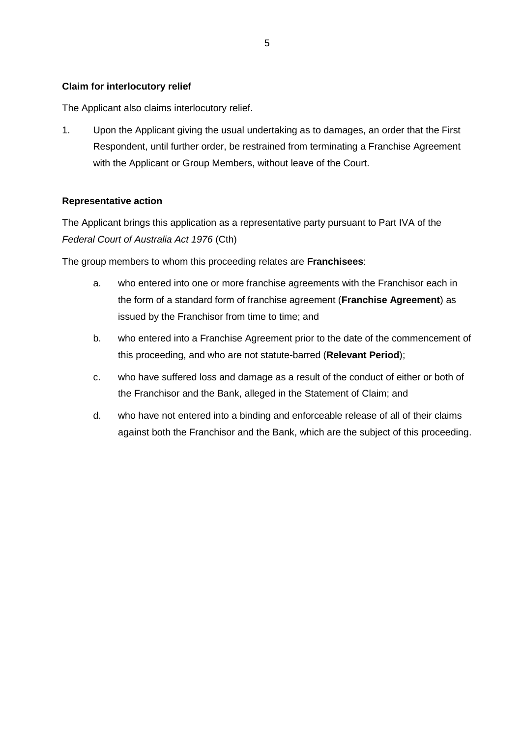**Claim for interlocutory relief**

The Applicant also claims interlocutory relief.

1. Upon the Applicant giving the usual undertaking as to damages, an order that the First Respondent, until further order, be restrained from terminating a Franchise Agreement with the Applicant or Group Members, without leave of the Court.

**Representative action**

The Applicant brings this application as a representative party pursuant to Part IVA of the *Federal Court of Australia Act 1976* (Cth)

The group members to whom this proceeding relates are **Franchisees**:

a. who entered into one or more franchise agreements with the Franchisor each in the form of a standard form of franchise agreement (**Franchise Agreement**) as issued by the Franchisor from time to time; and

b. who entered into a Franchise Agreement prior to the date of the commencement of this proceeding, and who are not statute-barred (**Relevant Period**);

c. who have suffered loss and damage as a result of the conduct of either or both of the Franchisor and the Bank, alleged in the Statement of Claim; and

d. who have not entered into a binding and enforceable release of all of their claims against both the Franchisor and the Bank, which are the subject of this proceeding.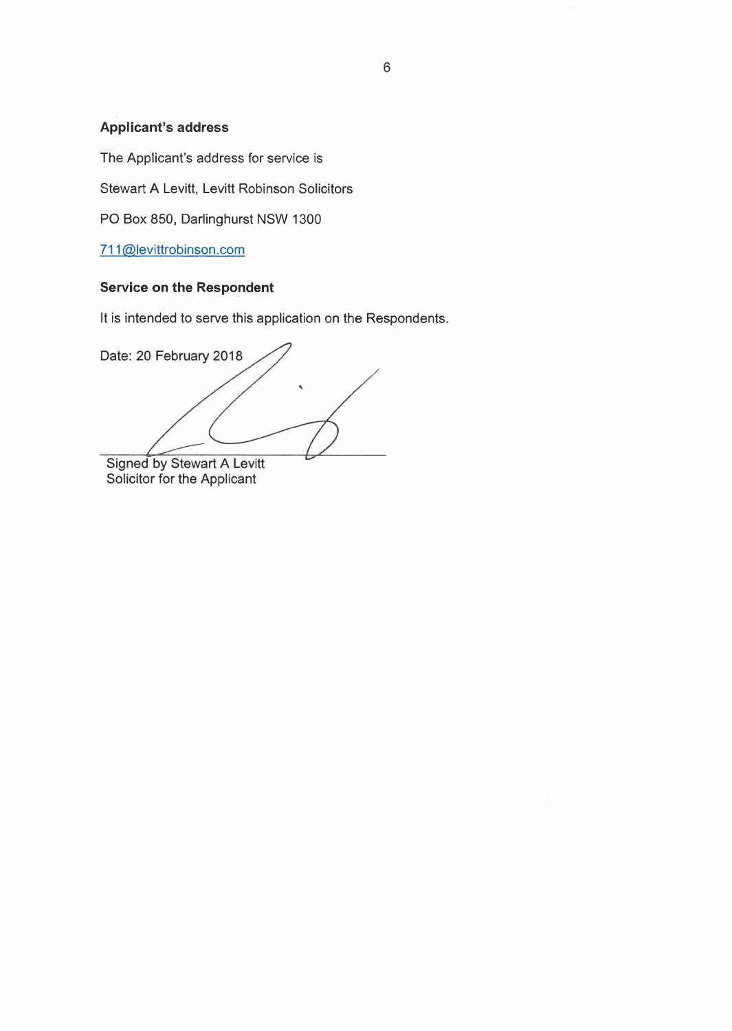**Applicant's address**

The Applicant's address for service is

Stewart A Levitt, Levitt Robinson Solicitors

PO Box 850, Darlinghurst NSW 1300

711@levittrobinson.com

**Service on the Respondent**

It is intended to serve this application on the Respondents.

Date: 20 February 2018

Signed by Stewart A Levitt
Solicitor for the Applicant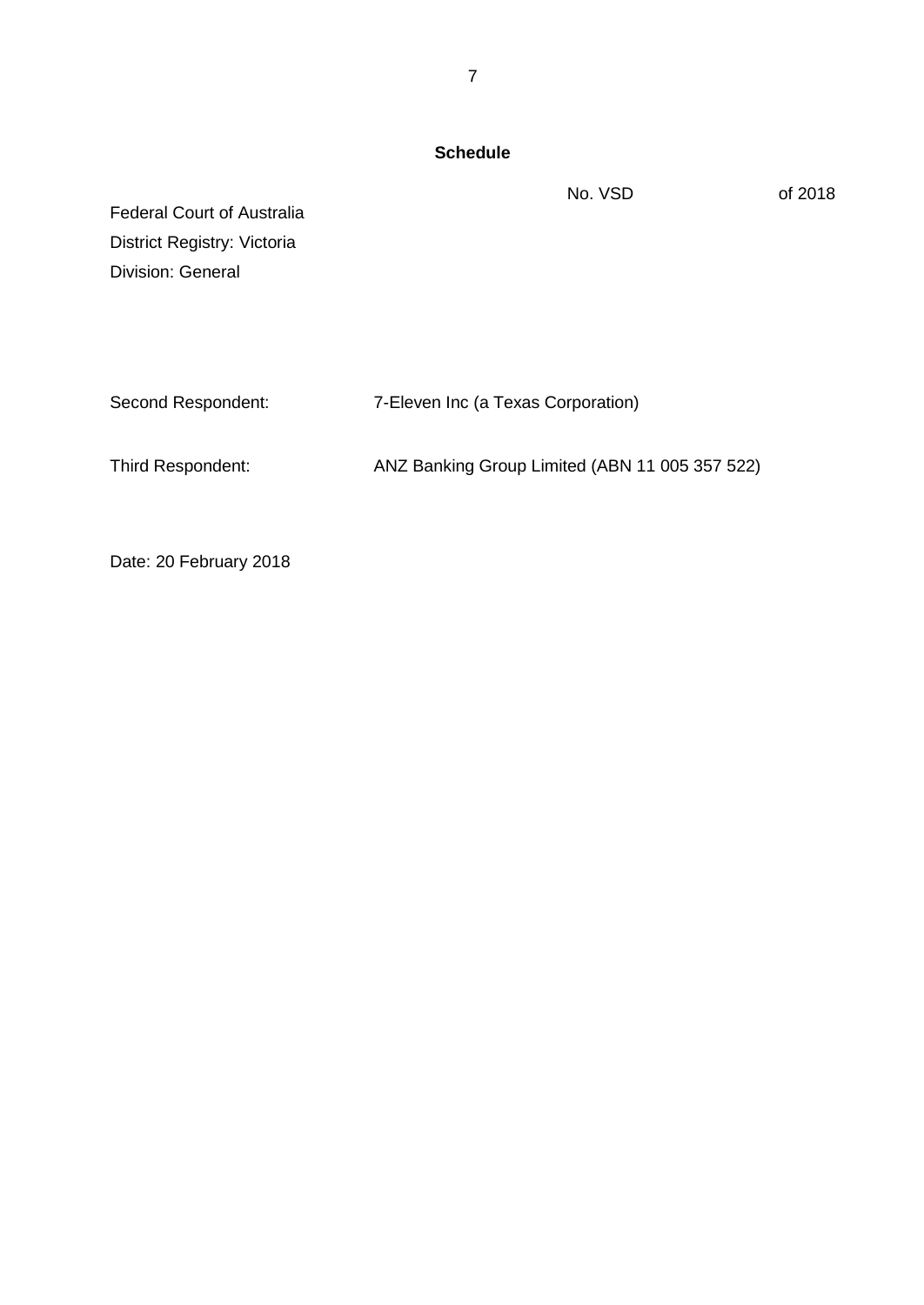**Schedule**

No. VSD of 2018

Federal Court of Australia
District Registry: Victoria
Division: General

Second Respondent: 7-Eleven Inc (a Texas Corporation)

Third Respondent: ANZ Banking Group Limited (ABN 11 005 357 522)

Date: 20 February 2018